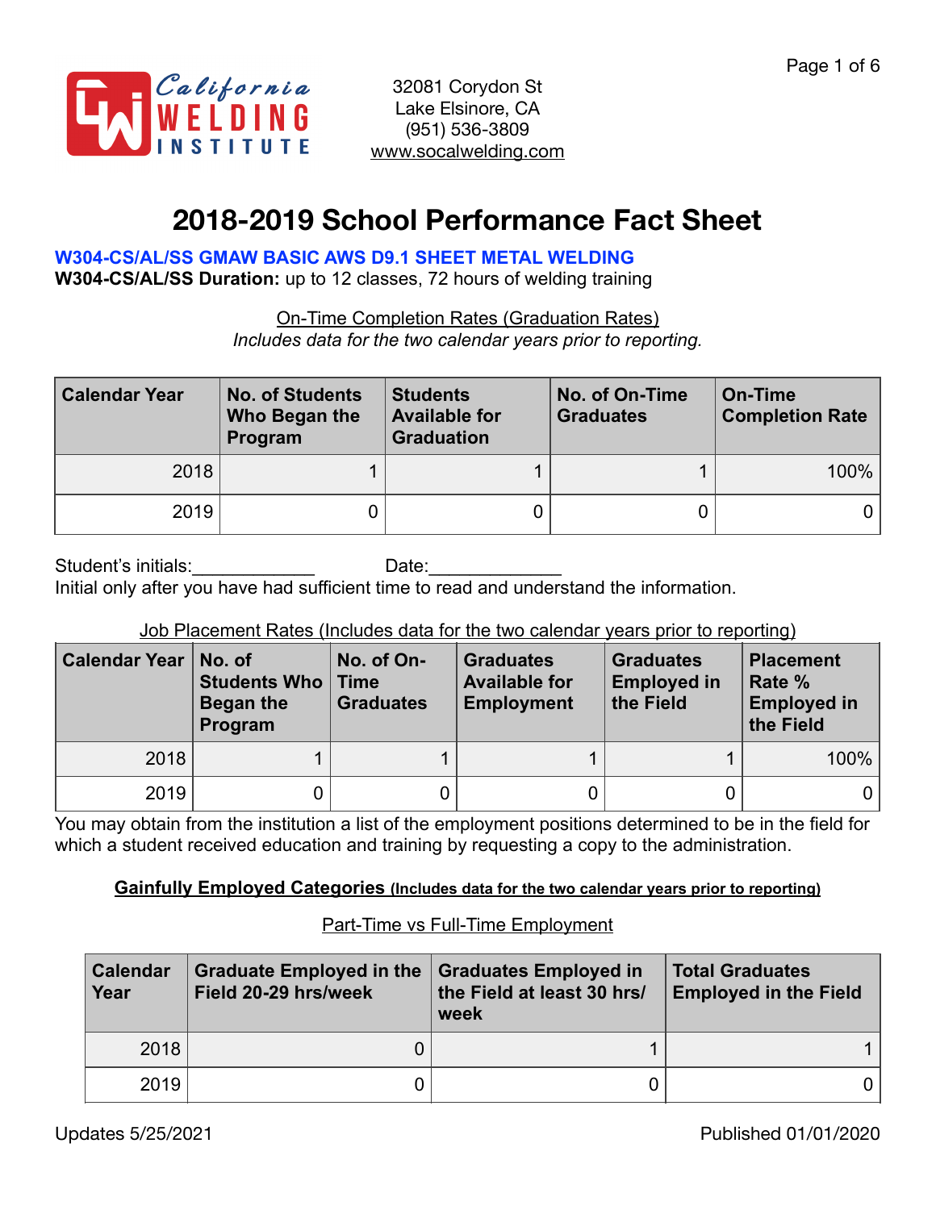California WELDING INSTITUTE

32081 Corydon St
Lake Elsinore, CA
(951) 536-3809
www.socalwelding.com

# 2018-2019 School Performance Fact Sheet

**W304-CS/AL/SS GMAW BASIC AWS D9.1 SHEET METAL WELDING**
**W304-CS/AL/SS Duration:** up to 12 classes, 72 hours of welding training

On-Time Completion Rates (Graduation Rates)
*Includes data for the two calendar years prior to reporting.*

| Calendar Year | No. of Students Who Began the Program | Students Available for Graduation | No. of On-Time Graduates | On-Time Completion Rate |
|---|---|---|---|---|
| 2018 | 1 | 1 | 1 | 100% |
| 2019 | 0 | 0 | 0 | 0 |

Student's initials:____________ Date:_____________
Initial only after you have had sufficient time to read and understand the information.

Job Placement Rates (Includes data for the two calendar years prior to reporting)

| Calendar Year | No. of Students Who Began the Program | No. of On-Time Graduates | Graduates Available for Employment | Graduates Employed in the Field | Placement Rate % Employed in the Field |
|---|---|---|---|---|---|
| 2018 | 1 | 1 | 1 | 1 | 100% |
| 2019 | 0 | 0 | 0 | 0 | 0 |

You may obtain from the institution a list of the employment positions determined to be in the field for which a student received education and training by requesting a copy to the administration.

**Gainfully Employed Categories (Includes data for the two calendar years prior to reporting)**

Part-Time vs Full-Time Employment

| Calendar Year | Graduate Employed in the Field 20-29 hrs/week | Graduates Employed in the Field at least 30 hrs/week | Total Graduates Employed in the Field |
|---|---|---|---|
| 2018 | 0 | 1 | 1 |
| 2019 | 0 | 0 | 0 |

Updates 5/25/2021 Published 01/01/2020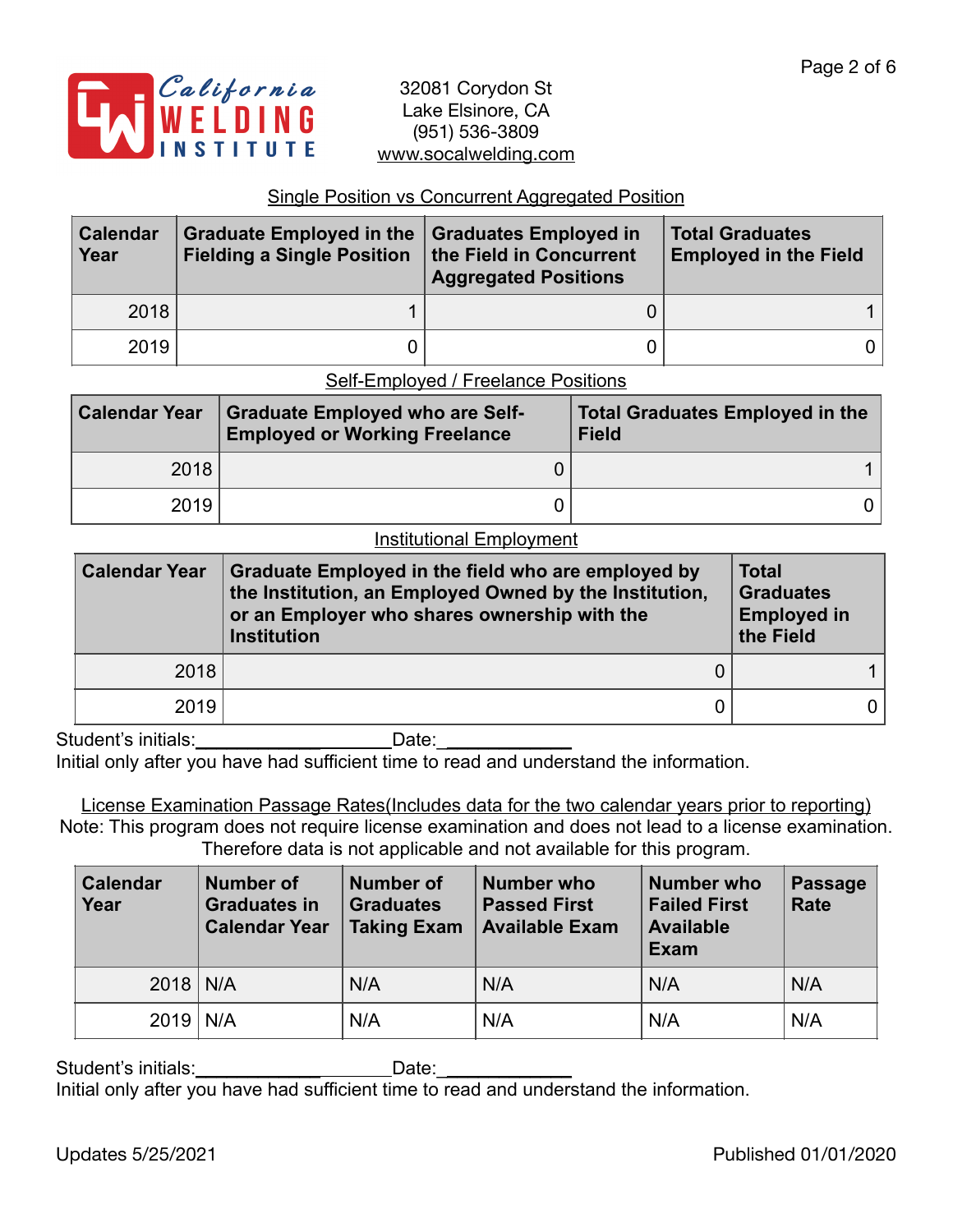California WELDING INSTITUTE

32081 Corydon St
Lake Elsinore, CA
(951) 536-3809
www.socalwelding.com

## Single Position vs Concurrent Aggregated Position

| Calendar Year | Graduate Employed in the Fielding a Single Position | Graduates Employed in the Field in Concurrent Aggregated Positions | Total Graduates Employed in the Field |
|---|---|---|---|
| 2018 | 1 | 0 | 1 |
| 2019 | 0 | 0 | 0 |

## Self-Employed / Freelance Positions

| Calendar Year | Graduate Employed who are Self-Employed or Working Freelance | Total Graduates Employed in the Field |
|---|---|---|
| 2018 | 0 | 1 |
| 2019 | 0 | 0 |

## Institutional Employment

| Calendar Year | Graduate Employed in the field who are employed by the Institution, an Employed Owned by the Institution, or an Employer who shares ownership with the Institution | Total Graduates Employed in the Field |
|---|---|---|
| 2018 | 0 | 1 |
| 2019 | 0 | 0 |

Student's initials:____________________ Date:_____________
Initial only after you have had sufficient time to read and understand the information.

## License Examination Passage Rates(Includes data for the two calendar years prior to reporting)

Note: This program does not require license examination and does not lead to a license examination. Therefore data is not applicable and not available for this program.

| Calendar Year | Number of Graduates in Calendar Year | Number of Graduates Taking Exam | Number who Passed First Available Exam | Number who Failed First Available Exam | Passage Rate |
|---|---|---|---|---|---|
| 2018 | N/A | N/A | N/A | N/A | N/A |
| 2019 | N/A | N/A | N/A | N/A | N/A |

Student's initials:____________________ Date:_____________
Initial only after you have had sufficient time to read and understand the information.

Updates 5/25/2021

Published 01/01/2020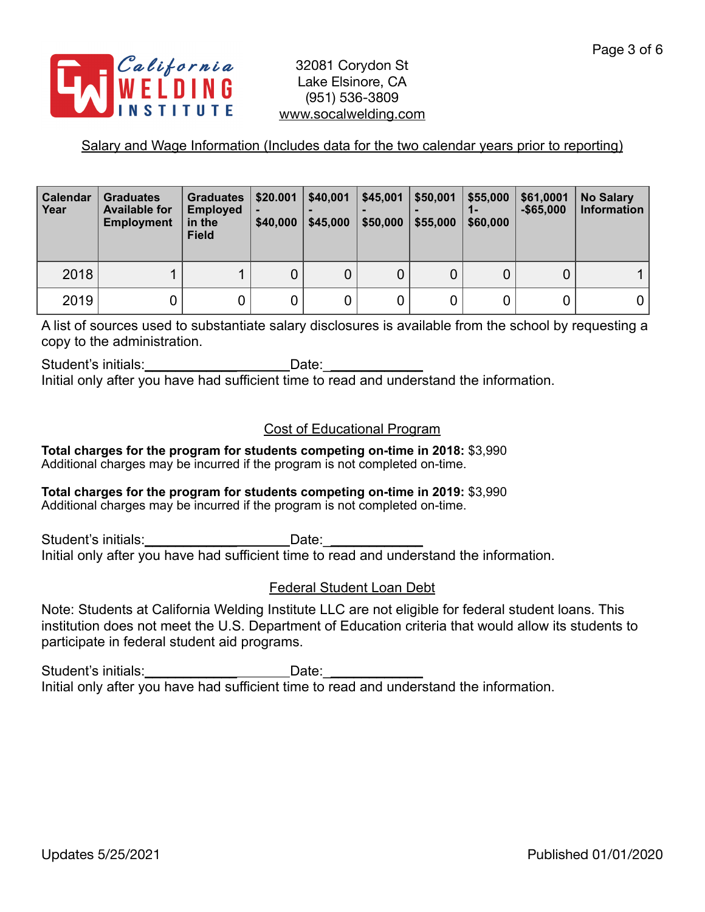California WELDING INSTITUTE

32081 Corydon St
Lake Elsinore, CA
(951) 536-3809
www.socalwelding.com

## Salary and Wage Information (Includes data for the two calendar years prior to reporting)

| Calendar Year | Graduates Available for Employment | Graduates Employed in the Field | $20.001 - $40,000 | $40,001 - $45,000 | $45,001 - $50,000 | $50,001 - $55,000 | $55,000 1- $60,000 | $61,0001 -$65,000 | No Salary Information |
|---|---|---|---|---|---|---|---|---|---|
| 2018 | 1 | 1 | 0 | 0 | 0 | 0 | 0 | 0 | 1 |
| 2019 | 0 | 0 | 0 | 0 | 0 | 0 | 0 | 0 | 0 |

A list of sources used to substantiate salary disclosures is available from the school by requesting a copy to the administration.

Student's initials:____________________Date:____________
Initial only after you have had sufficient time to read and understand the information.

## Cost of Educational Program

**Total charges for the program for students competing on-time in 2018:** $3,990
Additional charges may be incurred if the program is not completed on-time.

**Total charges for the program for students competing on-time in 2019:** $3,990
Additional charges may be incurred if the program is not completed on-time.

Student's initials:____________________Date:____________
Initial only after you have had sufficient time to read and understand the information.

## Federal Student Loan Debt

Note: Students at California Welding Institute LLC are not eligible for federal student loans. This institution does not meet the U.S. Department of Education criteria that would allow its students to participate in federal student aid programs.

Student's initials:____________________Date:____________
Initial only after you have had sufficient time to read and understand the information.

Updates 5/25/2021

Published 01/01/2020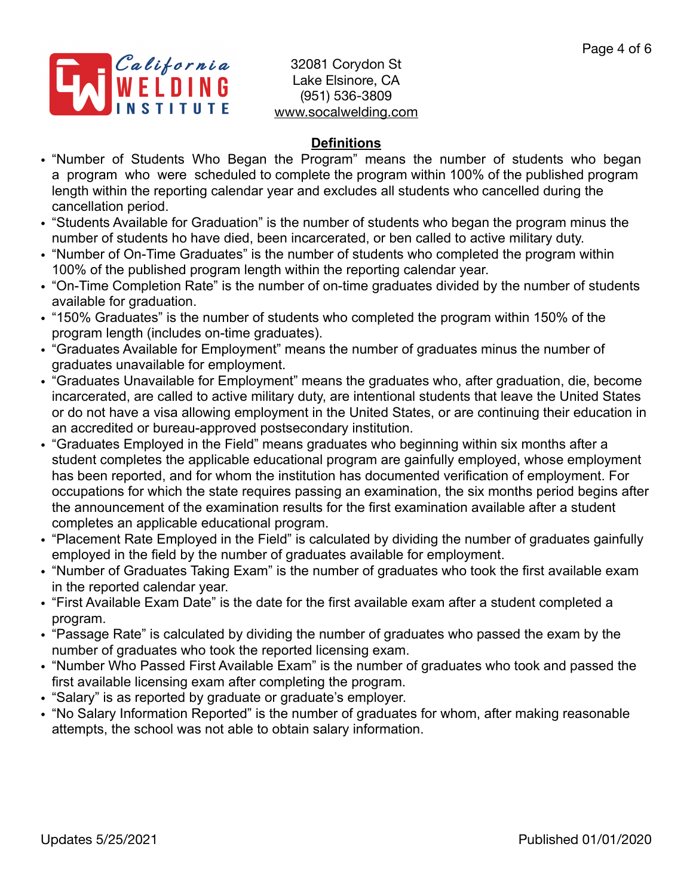32081 Corydon St
Lake Elsinore, CA
(951) 536-3809
www.socalwelding.com

## Definitions

- "Number of Students Who Began the Program" means the number of students who began a program who were scheduled to complete the program within 100% of the published program length within the reporting calendar year and excludes all students who cancelled during the cancellation period.
- "Students Available for Graduation" is the number of students who began the program minus the number of students ho have died, been incarcerated, or ben called to active military duty.
- "Number of On-Time Graduates" is the number of students who completed the program within 100% of the published program length within the reporting calendar year.
- "On-Time Completion Rate" is the number of on-time graduates divided by the number of students available for graduation.
- "150% Graduates" is the number of students who completed the program within 150% of the program length (includes on-time graduates).
- "Graduates Available for Employment" means the number of graduates minus the number of graduates unavailable for employment.
- "Graduates Unavailable for Employment" means the graduates who, after graduation, die, become incarcerated, are called to active military duty, are intentional students that leave the United States or do not have a visa allowing employment in the United States, or are continuing their education in an accredited or bureau-approved postsecondary institution.
- "Graduates Employed in the Field" means graduates who beginning within six months after a student completes the applicable educational program are gainfully employed, whose employment has been reported, and for whom the institution has documented verification of employment. For occupations for which the state requires passing an examination, the six months period begins after the announcement of the examination results for the first examination available after a student completes an applicable educational program.
- "Placement Rate Employed in the Field" is calculated by dividing the number of graduates gainfully employed in the field by the number of graduates available for employment.
- "Number of Graduates Taking Exam" is the number of graduates who took the first available exam in the reported calendar year.
- "First Available Exam Date" is the date for the first available exam after a student completed a program.
- "Passage Rate" is calculated by dividing the number of graduates who passed the exam by the number of graduates who took the reported licensing exam.
- "Number Who Passed First Available Exam" is the number of graduates who took and passed the first available licensing exam after completing the program.
- "Salary" is as reported by graduate or graduate's employer.
- "No Salary Information Reported" is the number of graduates for whom, after making reasonable attempts, the school was not able to obtain salary information.

Updates 5/25/2021 Published 01/01/2020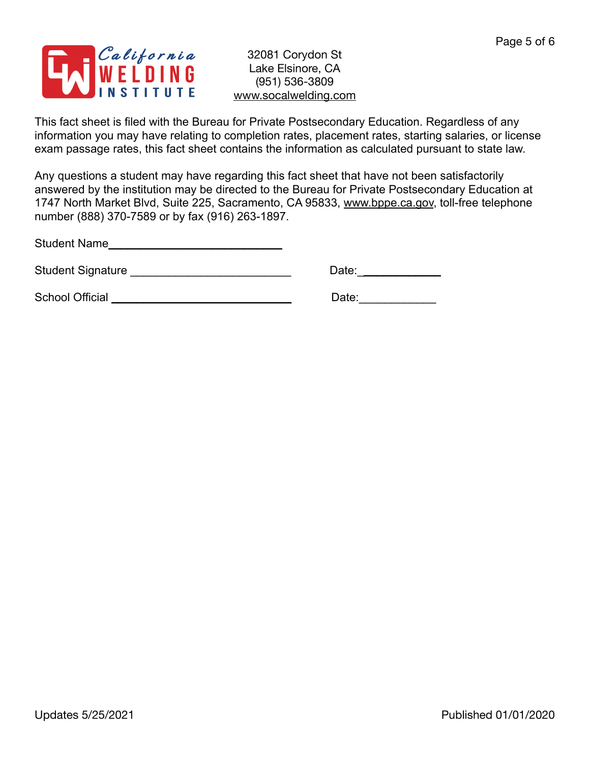California Welding Institute

32081 Corydon St
Lake Elsinore, CA
(951) 536-3809
www.socalwelding.com

This fact sheet is filed with the Bureau for Private Postsecondary Education. Regardless of any information you may have relating to completion rates, placement rates, starting salaries, or license exam passage rates, this fact sheet contains the information as calculated pursuant to state law.

Any questions a student may have regarding this fact sheet that have not been satisfactorily answered by the institution may be directed to the Bureau for Private Postsecondary Education at 1747 North Market Blvd, Suite 225, Sacramento, CA 95833, www.bppe.ca.gov, toll-free telephone number (888) 370-7589 or by fax (916) 263-1897.

Student Name___________________________

Student Signature ________________________ Date:____________

School Official ___________________________ Date:____________

Updates 5/25/2021

Published 01/01/2020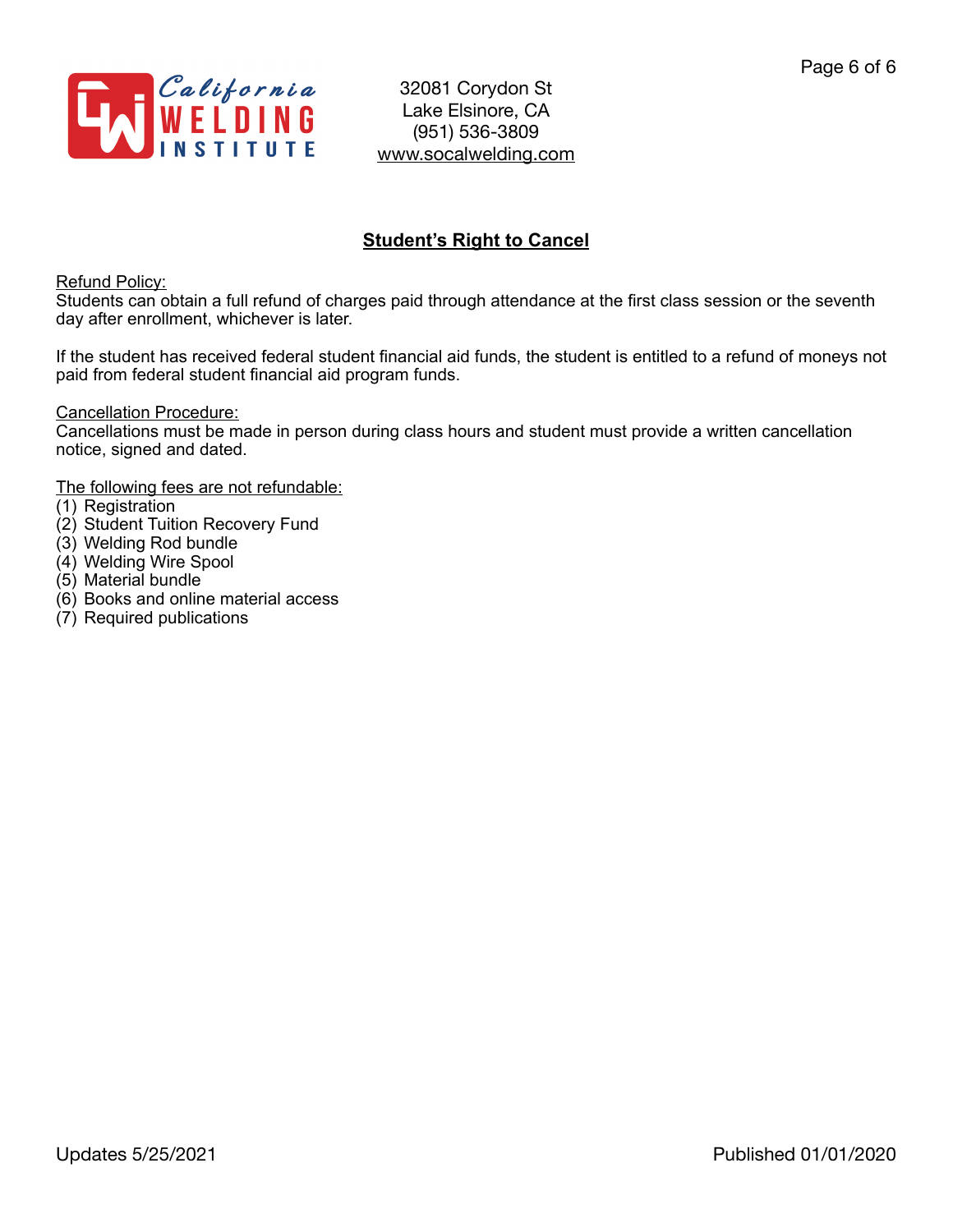California WELDING INSTITUTE

32081 Corydon St
Lake Elsinore, CA
(951) 536-3809
www.socalwelding.com

## Student's Right to Cancel

Refund Policy:
Students can obtain a full refund of charges paid through attendance at the first class session or the seventh day after enrollment, whichever is later.

If the student has received federal student financial aid funds, the student is entitled to a refund of moneys not paid from federal student financial aid program funds.

Cancellation Procedure:
Cancellations must be made in person during class hours and student must provide a written cancellation notice, signed and dated.

The following fees are not refundable:
(1) Registration
(2) Student Tuition Recovery Fund
(3) Welding Rod bundle
(4) Welding Wire Spool
(5) Material bundle
(6) Books and online material access
(7) Required publications

Updates 5/25/2021

Published 01/01/2020